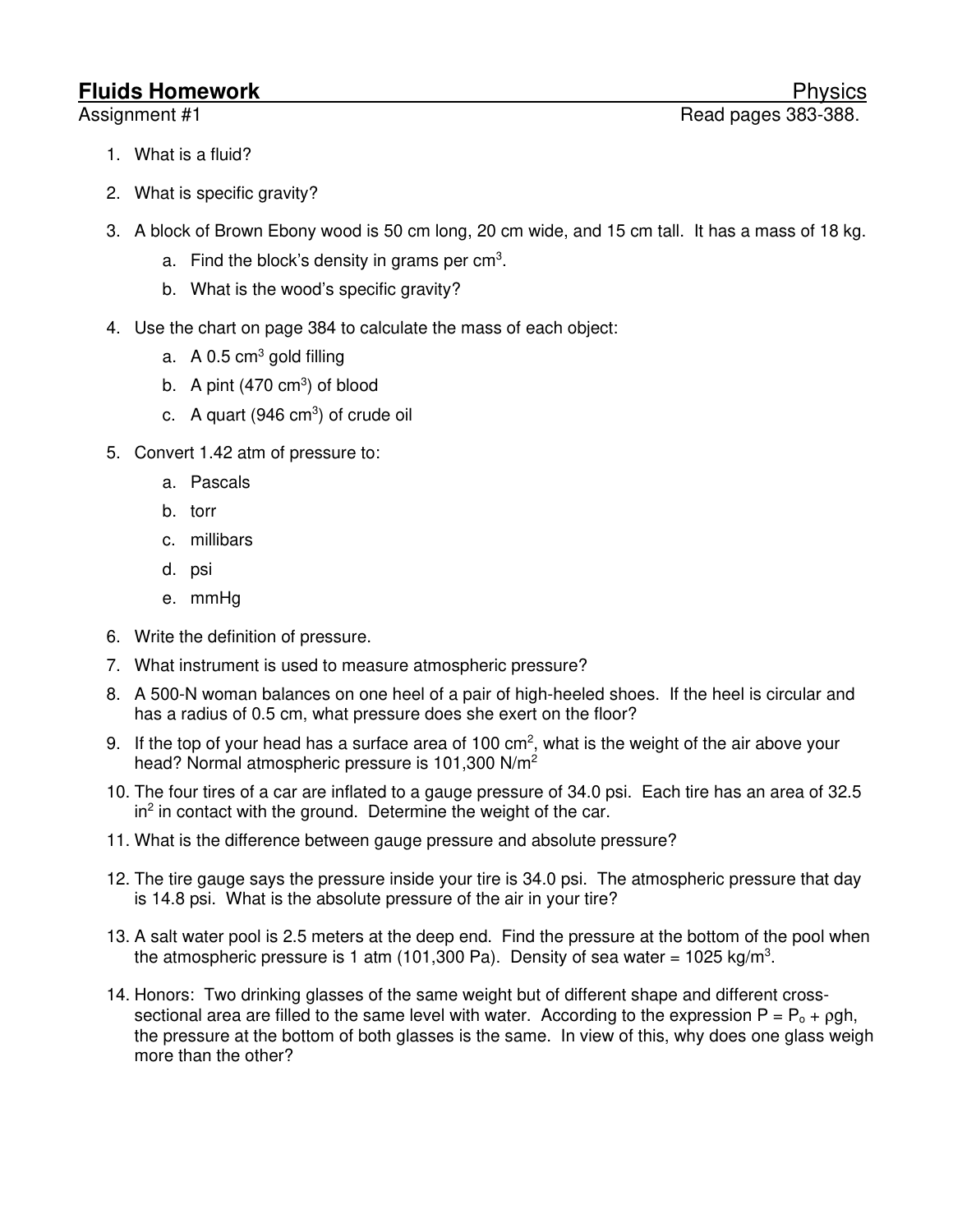# Fluids Homework — Physics

Assignment #1 — Read pages 383-388.

1. What is a fluid?
2. What is specific gravity?
3. A block of Brown Ebony wood is 50 cm long, 20 cm wide, and 15 cm tall. It has a mass of 18 kg.
    a. Find the block's density in grams per $cm^3$.
    b. What is the wood's specific gravity?
4. Use the chart on page 384 to calculate the mass of each object:
    a. A 0.5 $cm^3$ gold filling
    b. A pint (470 $cm^3$) of blood
    c. A quart (946 $cm^3$) of crude oil
5. Convert 1.42 atm of pressure to:
    a. Pascals
    b. torr
    c. millibars
    d. psi
    e. mmHg
6. Write the definition of pressure.
7. What instrument is used to measure atmospheric pressure?
8. A 500-N woman balances on one heel of a pair of high-heeled shoes. If the heel is circular and has a radius of 0.5 cm, what pressure does she exert on the floor?
9. If the top of your head has a surface area of 100 $cm^2$, what is the weight of the air above your head? Normal atmospheric pressure is 101,300 $N/m^2$
10. The four tires of a car are inflated to a gauge pressure of 34.0 psi. Each tire has an area of 32.5 $in^2$ in contact with the ground. Determine the weight of the car.
11. What is the difference between gauge pressure and absolute pressure?
12. The tire gauge says the pressure inside your tire is 34.0 psi. The atmospheric pressure that day is 14.8 psi. What is the absolute pressure of the air in your tire?
13. A salt water pool is 2.5 meters at the deep end. Find the pressure at the bottom of the pool when the atmospheric pressure is 1 atm (101,300 Pa). Density of sea water = 1025 $kg/m^3$.
14. Honors: Two drinking glasses of the same weight but of different shape and different cross-sectional area are filled to the same level with water. According to the expression $P = P_o + \rho g h$, the pressure at the bottom of both glasses is the same. In view of this, why does one glass weigh more than the other?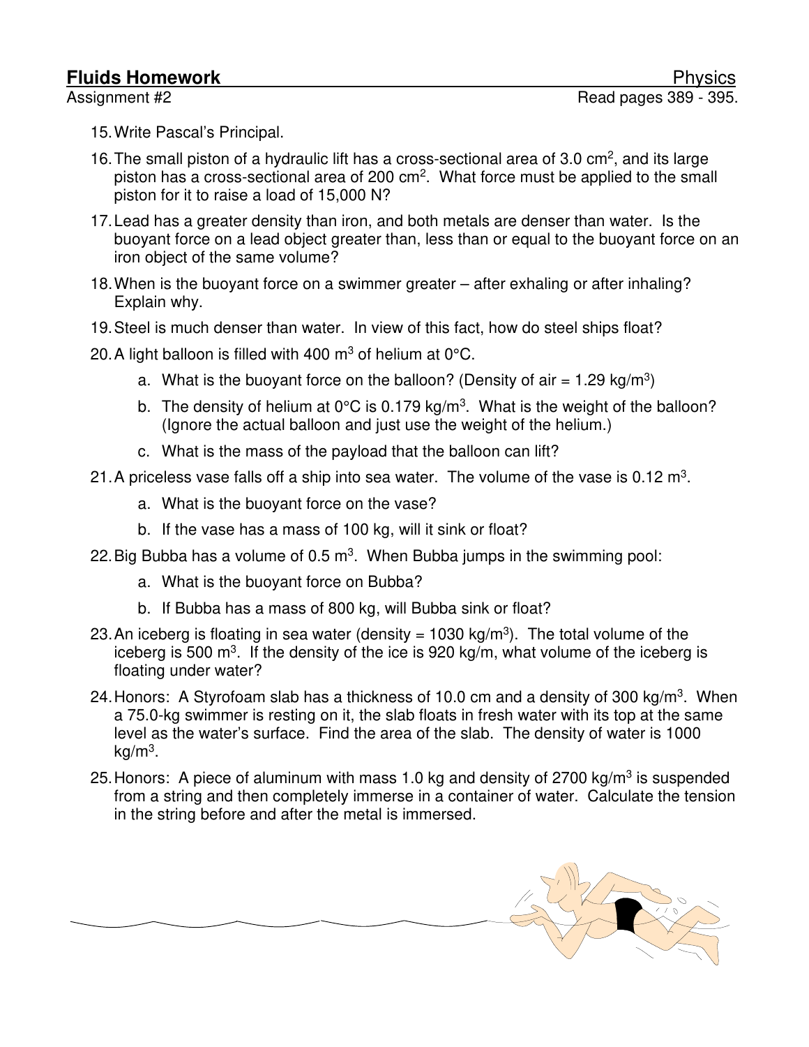**Fluids Homework** Physics

Assignment #2 Read pages 389 - 395.

15. Write Pascal's Principal.
16. The small piston of a hydraulic lift has a cross-sectional area of 3.0 cm$^2$, and its large piston has a cross-sectional area of 200 cm$^2$. What force must be applied to the small piston for it to raise a load of 15,000 N?
17. Lead has a greater density than iron, and both metals are denser than water. Is the buoyant force on a lead object greater than, less than or equal to the buoyant force on an iron object of the same volume?
18. When is the buoyant force on a swimmer greater – after exhaling or after inhaling? Explain why.
19. Steel is much denser than water. In view of this fact, how do steel ships float?
20. A light balloon is filled with 400 m$^3$ of helium at 0°C.
    a. What is the buoyant force on the balloon? (Density of air = 1.29 kg/m$^3$)
    b. The density of helium at 0°C is 0.179 kg/m$^3$. What is the weight of the balloon? (Ignore the actual balloon and just use the weight of the helium.)
    c. What is the mass of the payload that the balloon can lift?
21. A priceless vase falls off a ship into sea water. The volume of the vase is 0.12 m$^3$.
    a. What is the buoyant force on the vase?
    b. If the vase has a mass of 100 kg, will it sink or float?
22. Big Bubba has a volume of 0.5 m$^3$. When Bubba jumps in the swimming pool:
    a. What is the buoyant force on Bubba?
    b. If Bubba has a mass of 800 kg, will Bubba sink or float?
23. An iceberg is floating in sea water (density = 1030 kg/m$^3$). The total volume of the iceberg is 500 m$^3$. If the density of the ice is 920 kg/m, what volume of the iceberg is floating under water?
24. Honors: A Styrofoam slab has a thickness of 10.0 cm and a density of 300 kg/m$^3$. When a 75.0-kg swimmer is resting on it, the slab floats in fresh water with its top at the same level as the water's surface. Find the area of the slab. The density of water is 1000 kg/m$^3$.
25. Honors: A piece of aluminum with mass 1.0 kg and density of 2700 kg/m$^3$ is suspended from a string and then completely immerse in a container of water. Calculate the tension in the string before and after the metal is immersed.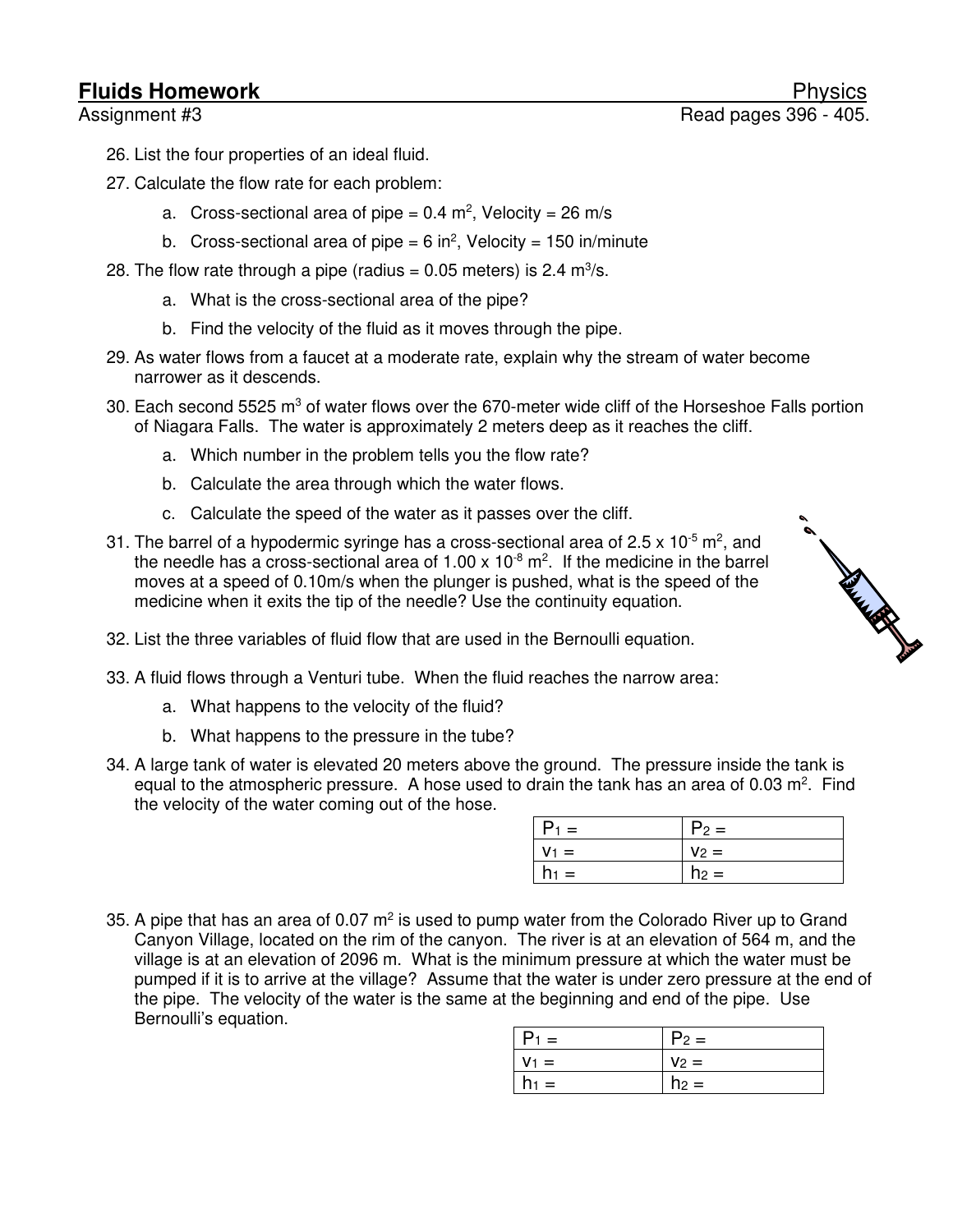# Fluids Homework Physics

Assignment #3 Read pages 396 - 405.

26. List the four properties of an ideal fluid.
27. Calculate the flow rate for each problem:
    a. Cross-sectional area of pipe = 0.4 $m^2$, Velocity = 26 m/s
    b. Cross-sectional area of pipe = 6 $in^2$, Velocity = 150 in/minute
28. The flow rate through a pipe (radius = 0.05 meters) is 2.4 $m^3$/s.
    a. What is the cross-sectional area of the pipe?
    b. Find the velocity of the fluid as it moves through the pipe.
29. As water flows from a faucet at a moderate rate, explain why the stream of water become narrower as it descends.
30. Each second 5525 $m^3$ of water flows over the 670-meter wide cliff of the Horseshoe Falls portion of Niagara Falls. The water is approximately 2 meters deep as it reaches the cliff.
    a. Which number in the problem tells you the flow rate?
    b. Calculate the area through which the water flows.
    c. Calculate the speed of the water as it passes over the cliff.
31. The barrel of a hypodermic syringe has a cross-sectional area of $2.5 \times 10^{-5}$ $m^2$, and the needle has a cross-sectional area of $1.00 \times 10^{-8}$ $m^2$. If the medicine in the barrel moves at a speed of 0.10m/s when the plunger is pushed, what is the speed of the medicine when it exits the tip of the needle? Use the continuity equation.
32. List the three variables of fluid flow that are used in the Bernoulli equation.
33. A fluid flows through a Venturi tube. When the fluid reaches the narrow area:
    a. What happens to the velocity of the fluid?
    b. What happens to the pressure in the tube?
34. A large tank of water is elevated 20 meters above the ground. The pressure inside the tank is equal to the atmospheric pressure. A hose used to drain the tank has an area of 0.03 $m^2$. Find the velocity of the water coming out of the hose.

| $P_1$ = | $P_2$ = |
|---|---|
| $v_1$ = | $v_2$ = |
| $h_1$ = | $h_2$ = |

35. A pipe that has an area of 0.07 $m^2$ is used to pump water from the Colorado River up to Grand Canyon Village, located on the rim of the canyon. The river is at an elevation of 564 m, and the village is at an elevation of 2096 m. What is the minimum pressure at which the water must be pumped if it is to arrive at the village? Assume that the water is under zero pressure at the end of the pipe. The velocity of the water is the same at the beginning and end of the pipe. Use Bernoulli's equation.

| $P_1$ = | $P_2$ = |
|---|---|
| $v_1$ = | $v_2$ = |
| $h_1$ = | $h_2$ = |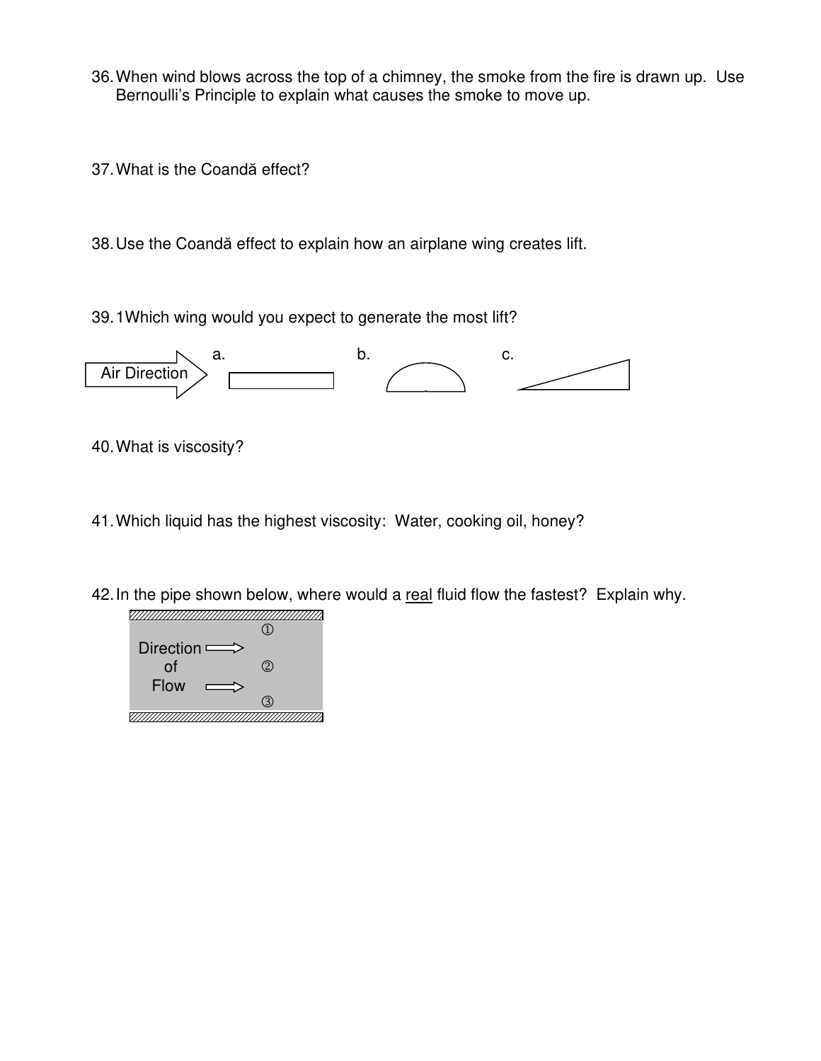36. When wind blows across the top of a chimney, the smoke from the fire is drawn up. Use Bernoulli's Principle to explain what causes the smoke to move up.

37. What is the Coandă effect?

38. Use the Coandă effect to explain how an airplane wing creates lift.

39. 1Which wing would you expect to generate the most lift?

Air Direction

a.

b.

c.

40. What is viscosity?

41. Which liquid has the highest viscosity: Water, cooking oil, honey?

42. In the pipe shown below, where would a <u>real</u> fluid flow the fastest? Explain why.

①

Direction of Flow

②

③